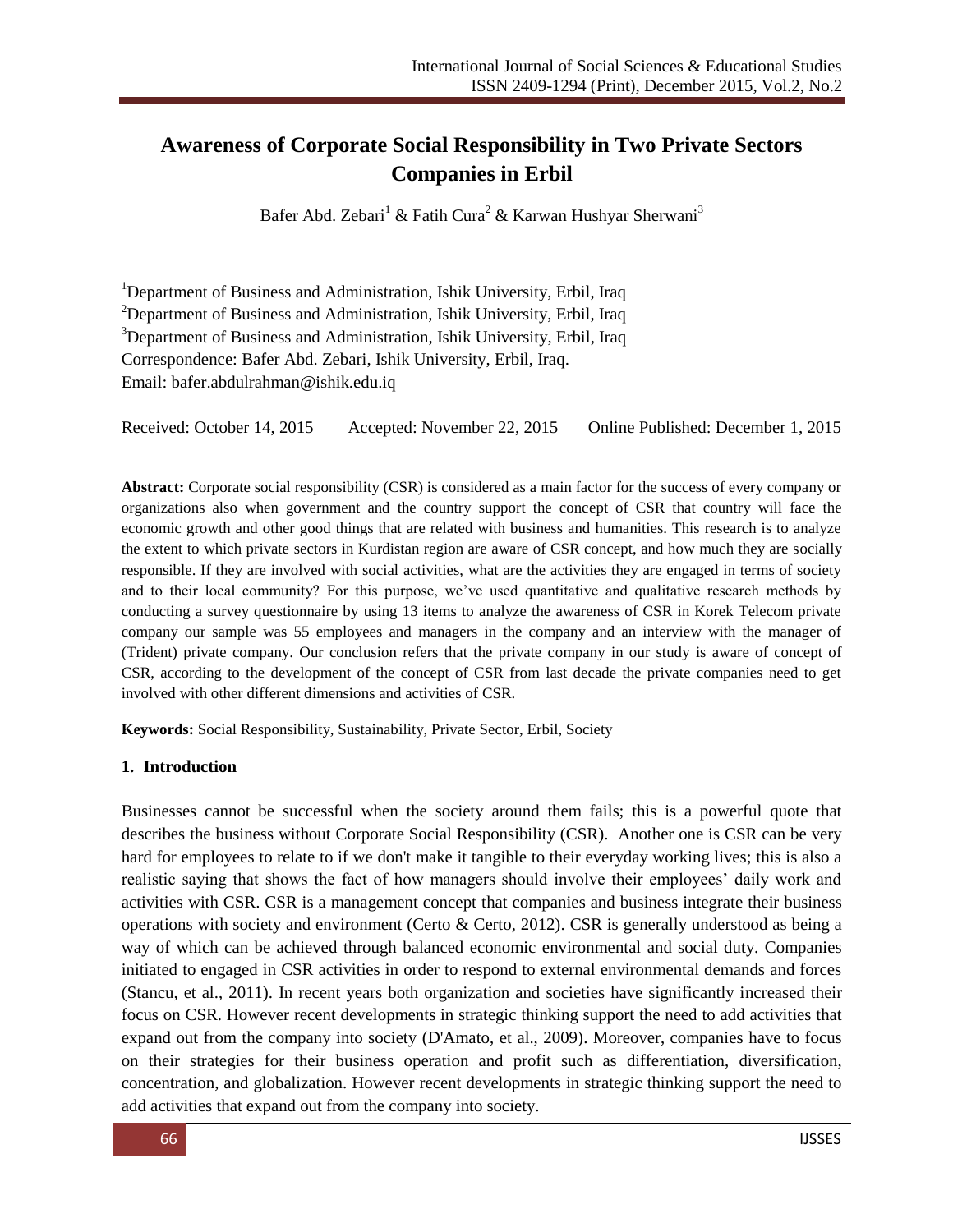# Awareness of Corporate Social Responsibility in Two Private Sectors Companies in Erbil

Bafer Abd. Zebari[1] & Fatih Cura[2] & Karwan Hushyar Sherwani[3]

[1]Department of Business and Administration, Ishik University, Erbil, Iraq
[2]Department of Business and Administration, Ishik University, Erbil, Iraq
[3]Department of Business and Administration, Ishik University, Erbil, Iraq
Correspondence: Bafer Abd. Zebari, Ishik University, Erbil, Iraq.
Email: bafer.abdulrahman@ishik.edu.iq

Received: October 14, 2015 Accepted: November 22, 2015 Online Published: December 1, 2015

**Abstract:** Corporate social responsibility (CSR) is considered as a main factor for the success of every company or organizations also when government and the country support the concept of CSR that country will face the economic growth and other good things that are related with business and humanities. This research is to analyze the extent to which private sectors in Kurdistan region are aware of CSR concept, and how much they are socially responsible. If they are involved with social activities, what are the activities they are engaged in terms of society and to their local community? For this purpose, we've used quantitative and qualitative research methods by conducting a survey questionnaire by using 13 items to analyze the awareness of CSR in Korek Telecom private company our sample was 55 employees and managers in the company and an interview with the manager of (Trident) private company. Our conclusion refers that the private company in our study is aware of concept of CSR, according to the development of the concept of CSR from last decade the private companies need to get involved with other different dimensions and activities of CSR.

**Keywords:** Social Responsibility, Sustainability, Private Sector, Erbil, Society

## 1. Introduction

Businesses cannot be successful when the society around them fails; this is a powerful quote that describes the business without Corporate Social Responsibility (CSR). Another one is CSR can be very hard for employees to relate to if we don't make it tangible to their everyday working lives; this is also a realistic saying that shows the fact of how managers should involve their employees' daily work and activities with CSR. CSR is a management concept that companies and business integrate their business operations with society and environment (Certo & Certo, 2012). CSR is generally understood as being a way of which can be achieved through balanced economic environmental and social duty. Companies initiated to engaged in CSR activities in order to respond to external environmental demands and forces (Stancu, et al., 2011). In recent years both organization and societies have significantly increased their focus on CSR. However recent developments in strategic thinking support the need to add activities that expand out from the company into society (D'Amato, et al., 2009). Moreover, companies have to focus on their strategies for their business operation and profit such as differentiation, diversification, concentration, and globalization. However recent developments in strategic thinking support the need to add activities that expand out from the company into society.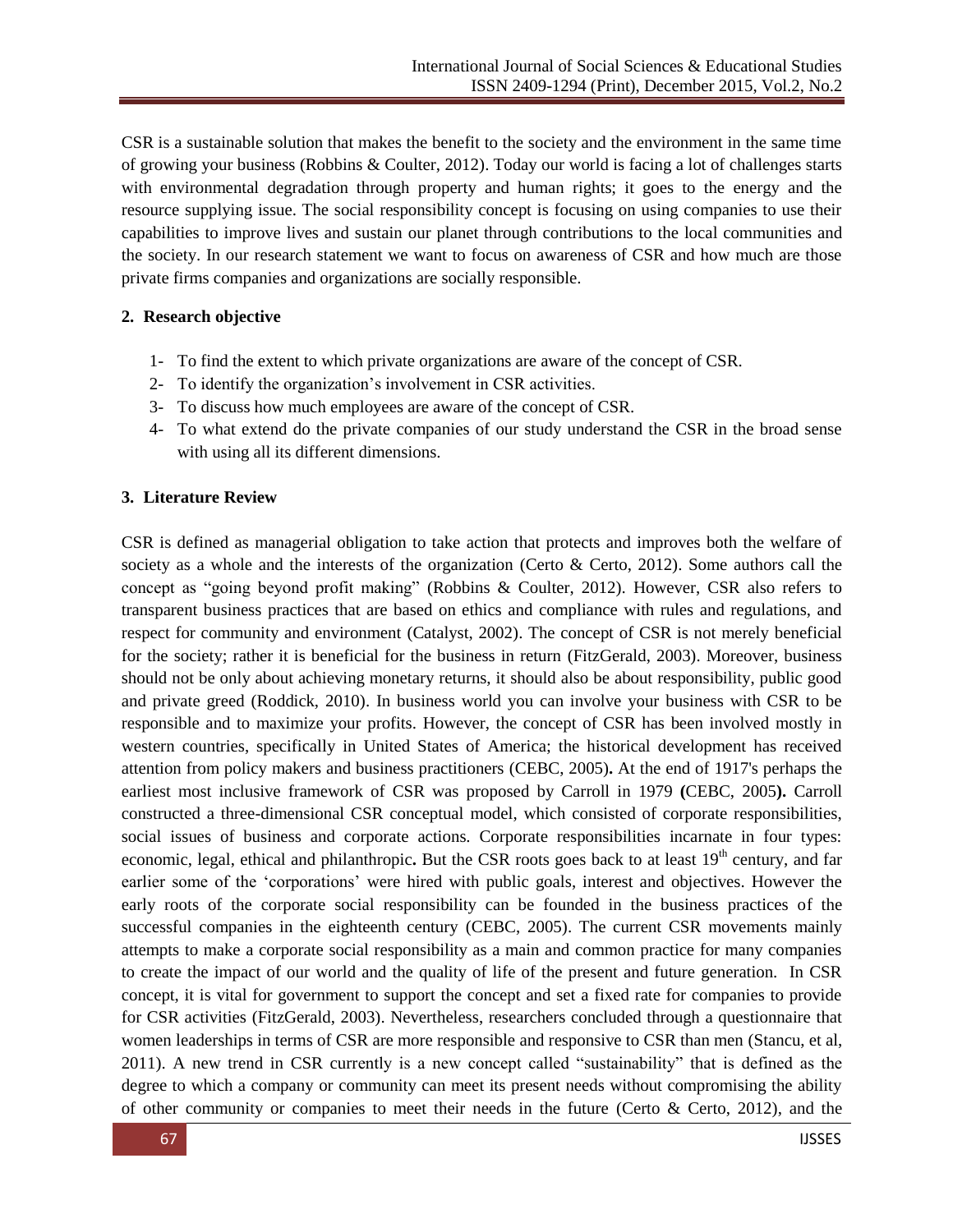CSR is a sustainable solution that makes the benefit to the society and the environment in the same time of growing your business (Robbins & Coulter, 2012). Today our world is facing a lot of challenges starts with environmental degradation through property and human rights; it goes to the energy and the resource supplying issue. The social responsibility concept is focusing on using companies to use their capabilities to improve lives and sustain our planet through contributions to the local communities and the society. In our research statement we want to focus on awareness of CSR and how much are those private firms companies and organizations are socially responsible.

## 2. Research objective

1- To find the extent to which private organizations are aware of the concept of CSR.
2- To identify the organization's involvement in CSR activities.
3- To discuss how much employees are aware of the concept of CSR.
4- To what extend do the private companies of our study understand the CSR in the broad sense with using all its different dimensions.

## 3. Literature Review

CSR is defined as managerial obligation to take action that protects and improves both the welfare of society as a whole and the interests of the organization (Certo & Certo, 2012). Some authors call the concept as "going beyond profit making" (Robbins & Coulter, 2012). However, CSR also refers to transparent business practices that are based on ethics and compliance with rules and regulations, and respect for community and environment (Catalyst, 2002). The concept of CSR is not merely beneficial for the society; rather it is beneficial for the business in return (FitzGerald, 2003). Moreover, business should not be only about achieving monetary returns, it should also be about responsibility, public good and private greed (Roddick, 2010). In business world you can involve your business with CSR to be responsible and to maximize your profits. However, the concept of CSR has been involved mostly in western countries, specifically in United States of America; the historical development has received attention from policy makers and business practitioners (CEBC, 2005). At the end of 1917's perhaps the earliest most inclusive framework of CSR was proposed by Carroll in 1979 (CEBC, 2005). Carroll constructed a three-dimensional CSR conceptual model, which consisted of corporate responsibilities, social issues of business and corporate actions. Corporate responsibilities incarnate in four types: economic, legal, ethical and philanthropic. But the CSR roots goes back to at least 19th century, and far earlier some of the 'corporations' were hired with public goals, interest and objectives. However the early roots of the corporate social responsibility can be founded in the business practices of the successful companies in the eighteenth century (CEBC, 2005). The current CSR movements mainly attempts to make a corporate social responsibility as a main and common practice for many companies to create the impact of our world and the quality of life of the present and future generation. In CSR concept, it is vital for government to support the concept and set a fixed rate for companies to provide for CSR activities (FitzGerald, 2003). Nevertheless, researchers concluded through a questionnaire that women leaderships in terms of CSR are more responsible and responsive to CSR than men (Stancu, et al, 2011). A new trend in CSR currently is a new concept called "sustainability" that is defined as the degree to which a company or community can meet its present needs without compromising the ability of other community or companies to meet their needs in the future (Certo & Certo, 2012), and the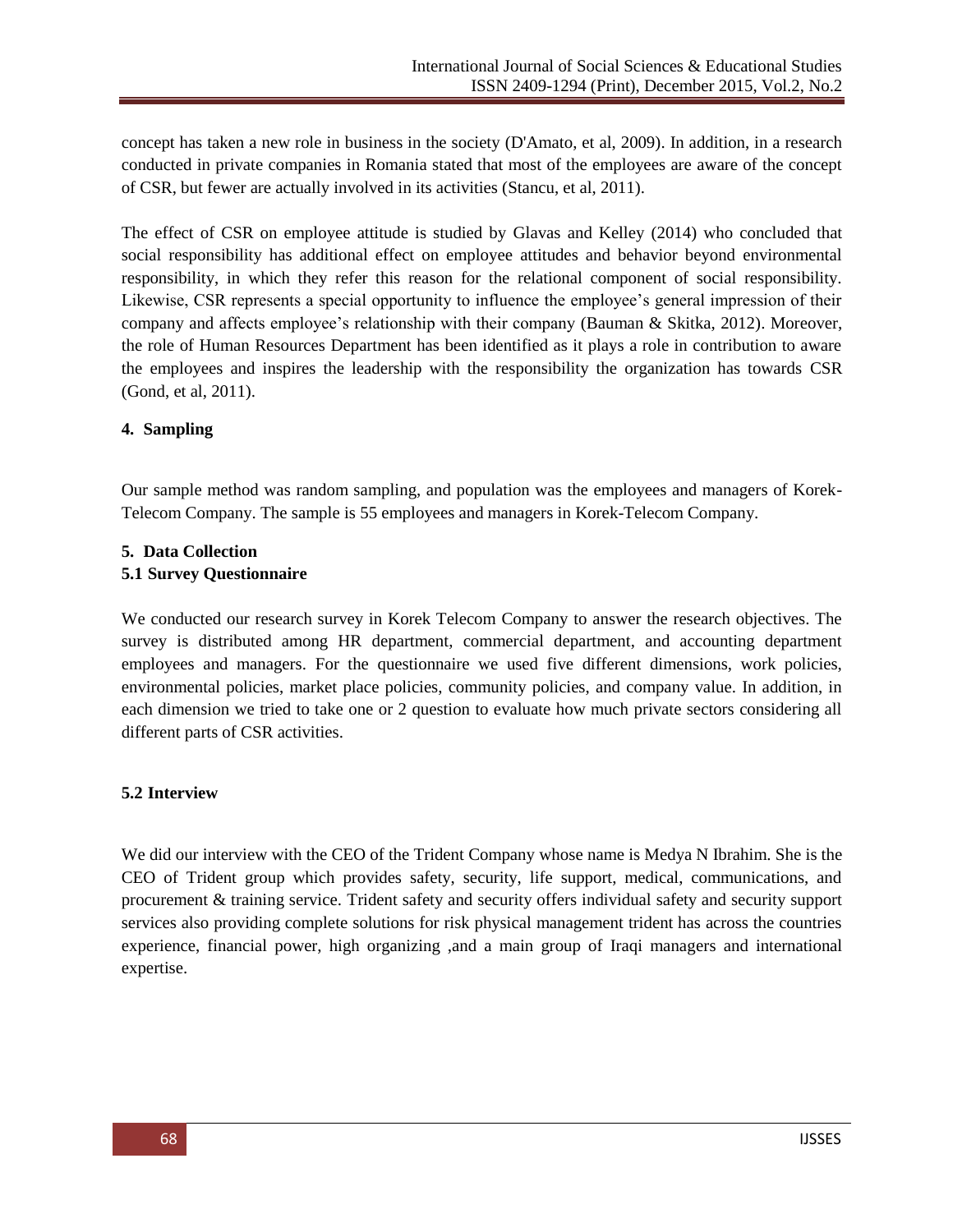concept has taken a new role in business in the society (D'Amato, et al, 2009). In addition, in a research conducted in private companies in Romania stated that most of the employees are aware of the concept of CSR, but fewer are actually involved in its activities (Stancu, et al, 2011).

The effect of CSR on employee attitude is studied by Glavas and Kelley (2014) who concluded that social responsibility has additional effect on employee attitudes and behavior beyond environmental responsibility, in which they refer this reason for the relational component of social responsibility. Likewise, CSR represents a special opportunity to influence the employee's general impression of their company and affects employee's relationship with their company (Bauman & Skitka, 2012). Moreover, the role of Human Resources Department has been identified as it plays a role in contribution to aware the employees and inspires the leadership with the responsibility the organization has towards CSR (Gond, et al, 2011).

## 4. Sampling

Our sample method was random sampling, and population was the employees and managers of Korek-Telecom Company. The sample is 55 employees and managers in Korek-Telecom Company.

## 5. Data Collection

### 5.1 Survey Questionnaire

We conducted our research survey in Korek Telecom Company to answer the research objectives. The survey is distributed among HR department, commercial department, and accounting department employees and managers. For the questionnaire we used five different dimensions, work policies, environmental policies, market place policies, community policies, and company value. In addition, in each dimension we tried to take one or 2 question to evaluate how much private sectors considering all different parts of CSR activities.

### 5.2 Interview

We did our interview with the CEO of the Trident Company whose name is Medya N Ibrahim. She is the CEO of Trident group which provides safety, security, life support, medical, communications, and procurement & training service. Trident safety and security offers individual safety and security support services also providing complete solutions for risk physical management trident has across the countries experience, financial power, high organizing ,and a main group of Iraqi managers and international expertise.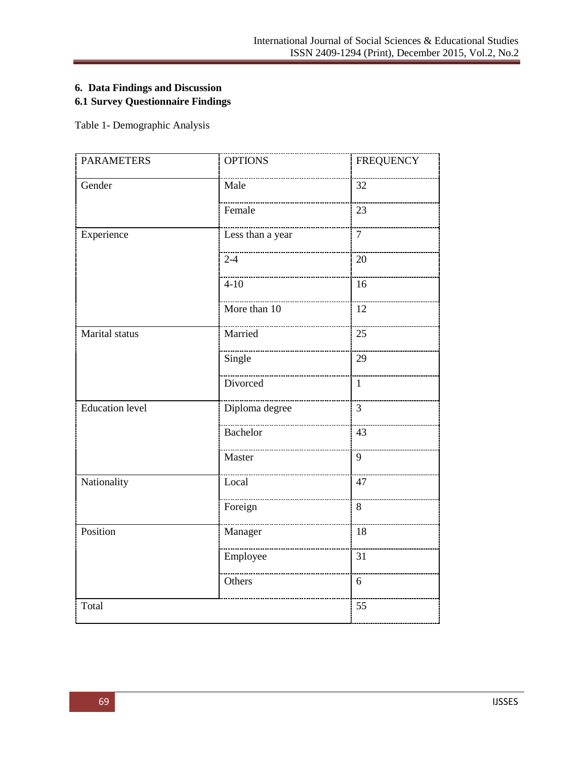## 6. Data Findings and Discussion

### 6.1 Survey Questionnaire Findings

Table 1- Demographic Analysis

| PARAMETERS | OPTIONS | FREQUENCY |
|---|---|---|
| Gender | Male | 32 |
| | Female | 23 |
| Experience | Less than a year | 7 |
| | 2-4 | 20 |
| | 4-10 | 16 |
| | More than 10 | 12 |
| Marital status | Married | 25 |
| | Single | 29 |
| | Divorced | 1 |
| Education level | Diploma degree | 3 |
| | Bachelor | 43 |
| | Master | 9 |
| Nationality | Local | 47 |
| | Foreign | 8 |
| Position | Manager | 18 |
| | Employee | 31 |
| | Others | 6 |
| Total | | 55 |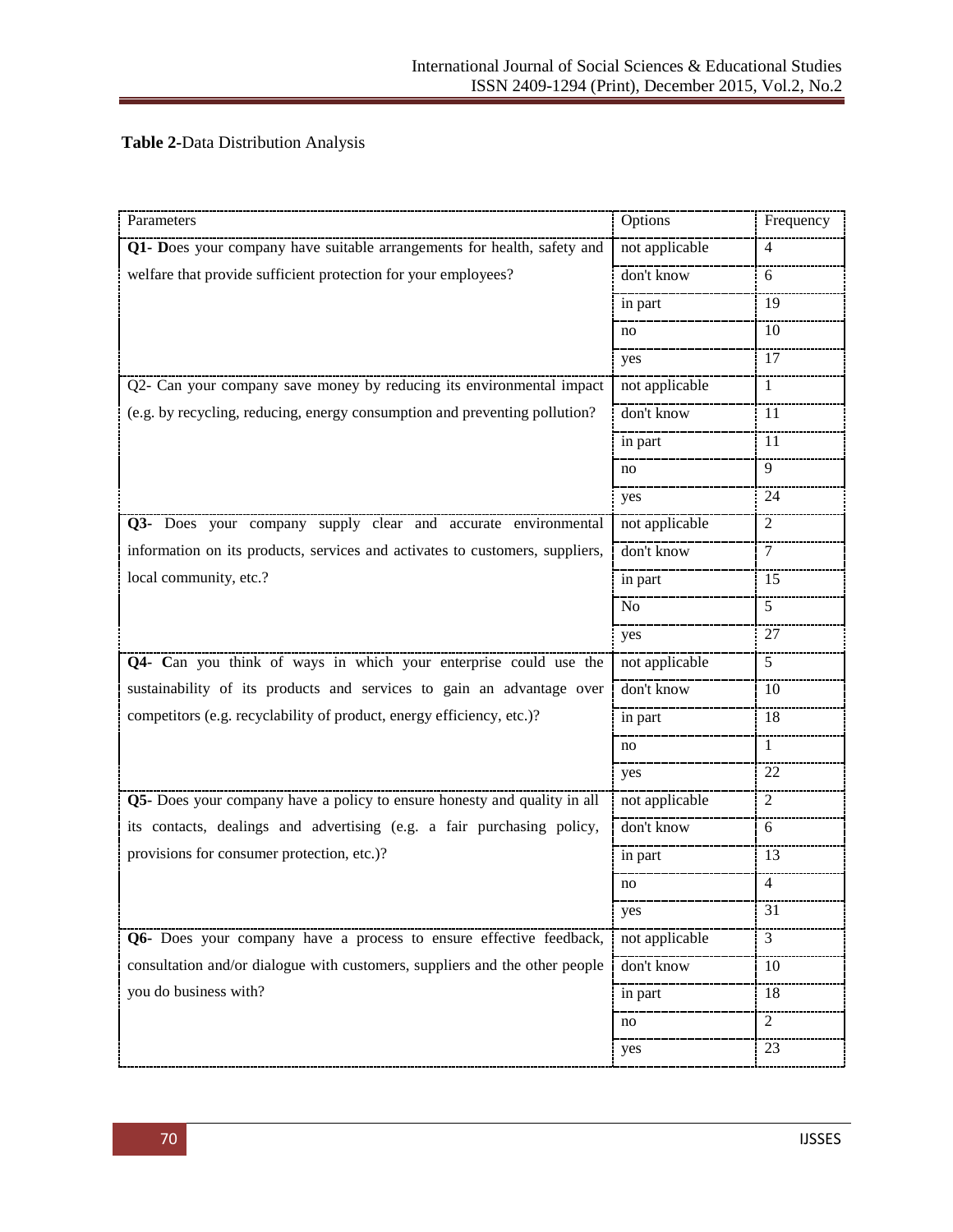**Table 2**-Data Distribution Analysis

| Parameters | Options | Frequency |
|---|---|---|
| **Q1- D**oes your company have suitable arrangements for health, safety and welfare that provide sufficient protection for your employees? | not applicable | 4 |
| | don't know | 6 |
| | in part | 19 |
| | no | 10 |
| | yes | 17 |
| Q2- Can your company save money by reducing its environmental impact (e.g. by recycling, reducing, energy consumption and preventing pollution? | not applicable | 1 |
| | don't know | 11 |
| | in part | 11 |
| | no | 9 |
| | yes | 24 |
| **Q3-** Does your company supply clear and accurate environmental information on its products, services and activates to customers, suppliers, local community, etc.? | not applicable | 2 |
| | don't know | 7 |
| | in part | 15 |
| | No | 5 |
| | yes | 27 |
| **Q4- C**an you think of ways in which your enterprise could use the sustainability of its products and services to gain an advantage over competitors (e.g. recyclability of product, energy efficiency, etc.)? | not applicable | 5 |
| | don't know | 10 |
| | in part | 18 |
| | no | 1 |
| | yes | 22 |
| **Q5-** Does your company have a policy to ensure honesty and quality in all its contacts, dealings and advertising (e.g. a fair purchasing policy, provisions for consumer protection, etc.)? | not applicable | 2 |
| | don't know | 6 |
| | in part | 13 |
| | no | 4 |
| | yes | 31 |
| **Q6-** Does your company have a process to ensure effective feedback, consultation and/or dialogue with customers, suppliers and the other people you do business with? | not applicable | 3 |
| | don't know | 10 |
| | in part | 18 |
| | no | 2 |
| | yes | 23 |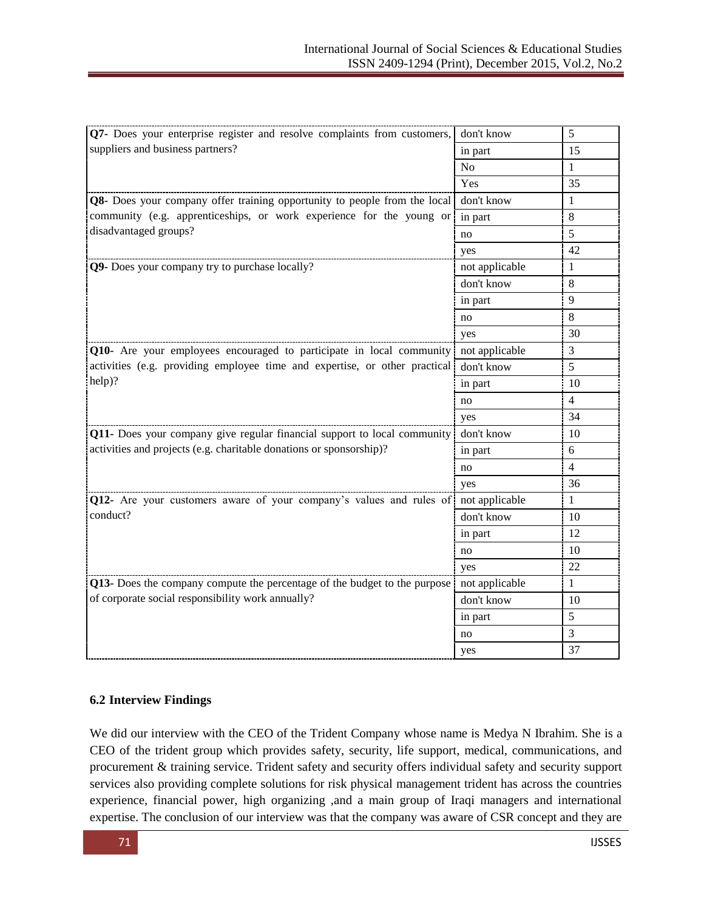| | | |
|---|---|---|
| **Q7-** Does your enterprise register and resolve complaints from customers, suppliers and business partners? | don't know | 5 |
| | in part | 15 |
| | No | 1 |
| | Yes | 35 |
| **Q8-** Does your company offer training opportunity to people from the local community (e.g. apprenticeships, or work experience for the young or disadvantaged groups? | don't know | 1 |
| | in part | 8 |
| | no | 5 |
| | yes | 42 |
| **Q9-** Does your company try to purchase locally? | not applicable | 1 |
| | don't know | 8 |
| | in part | 9 |
| | no | 8 |
| | yes | 30 |
| **Q10-** Are your employees encouraged to participate in local community activities (e.g. providing employee time and expertise, or other practical help)? | not applicable | 3 |
| | don't know | 5 |
| | in part | 10 |
| | no | 4 |
| | yes | 34 |
| **Q11-** Does your company give regular financial support to local community activities and projects (e.g. charitable donations or sponsorship)? | don't know | 10 |
| | in part | 6 |
| | no | 4 |
| | yes | 36 |
| **Q12-** Are your customers aware of your company's values and rules of conduct? | not applicable | 1 |
| | don't know | 10 |
| | in part | 12 |
| | no | 10 |
| | yes | 22 |
| **Q13-** Does the company compute the percentage of the budget to the purpose of corporate social responsibility work annually? | not applicable | 1 |
| | don't know | 10 |
| | in part | 5 |
| | no | 3 |
| | yes | 37 |

### 6.2 Interview Findings

We did our interview with the CEO of the Trident Company whose name is Medya N Ibrahim. She is a CEO of the trident group which provides safety, security, life support, medical, communications, and procurement & training service. Trident safety and security offers individual safety and security support services also providing complete solutions for risk physical management trident has across the countries experience, financial power, high organizing ,and a main group of Iraqi managers and international expertise. The conclusion of our interview was that the company was aware of CSR concept and they are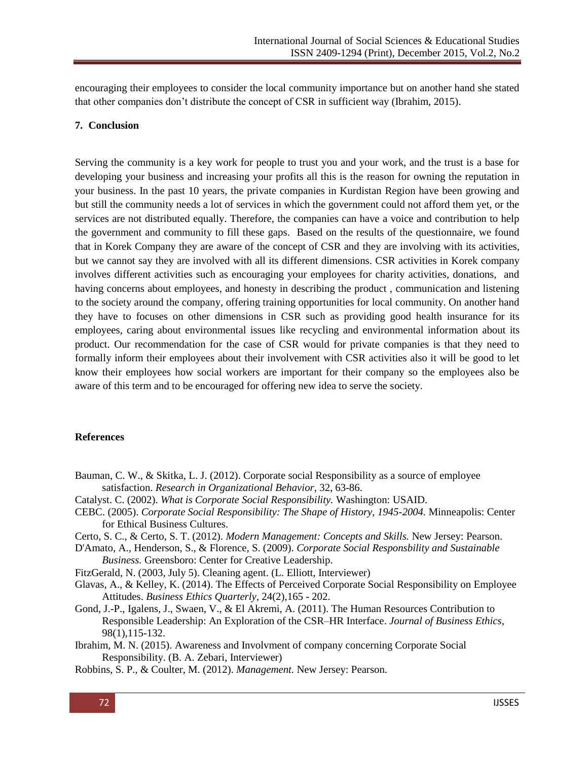encouraging their employees to consider the local community importance but on another hand she stated that other companies don't distribute the concept of CSR in sufficient way (Ibrahim, 2015).

## 7. Conclusion

Serving the community is a key work for people to trust you and your work, and the trust is a base for developing your business and increasing your profits all this is the reason for owning the reputation in your business. In the past 10 years, the private companies in Kurdistan Region have been growing and but still the community needs a lot of services in which the government could not afford them yet, or the services are not distributed equally. Therefore, the companies can have a voice and contribution to help the government and community to fill these gaps. Based on the results of the questionnaire, we found that in Korek Company they are aware of the concept of CSR and they are involving with its activities, but we cannot say they are involved with all its different dimensions. CSR activities in Korek company involves different activities such as encouraging your employees for charity activities, donations, and having concerns about employees, and honesty in describing the product , communication and listening to the society around the company, offering training opportunities for local community. On another hand they have to focuses on other dimensions in CSR such as providing good health insurance for its employees, caring about environmental issues like recycling and environmental information about its product. Our recommendation for the case of CSR would for private companies is that they need to formally inform their employees about their involvement with CSR activities also it will be good to let know their employees how social workers are important for their company so the employees also be aware of this term and to be encouraged for offering new idea to serve the society.

## References

Bauman, C. W., & Skitka, L. J. (2012). Corporate social Responsibility as a source of employee satisfaction. *Research in Organizational Behavior*, 32, 63-86.

Catalyst. C. (2002). *What is Corporate Social Responsibility.* Washington: USAID.

CEBC. (2005). *Corporate Social Responsibility: The Shape of History, 1945-2004.* Minneapolis: Center for Ethical Business Cultures.

Certo, S. C., & Certo, S. T. (2012). *Modern Management: Concepts and Skills.* New Jersey: Pearson.

D'Amato, A., Henderson, S., & Florence, S. (2009). *Corporate Social Responsbility and Sustainable Business.* Greensboro: Center for Creative Leadership.

FitzGerald, N. (2003, July 5). Cleaning agent. (L. Elliott, Interviewer)

Glavas, A., & Kelley, K. (2014). The Effects of Perceived Corporate Social Responsibility on Employee Attitudes. *Business Ethics Quarterly*, 24(2),165 - 202.

Gond, J.-P., Igalens, J., Swaen, V., & El Akremi, A. (2011). The Human Resources Contribution to Responsible Leadership: An Exploration of the CSR–HR Interface. *Journal of Business Ethics*, 98(1),115-132.

Ibrahim, M. N. (2015). Awareness and Involvment of company concerning Corporate Social Responsibility. (B. A. Zebari, Interviewer)

Robbins, S. P., & Coulter, M. (2012). *Management.* New Jersey: Pearson.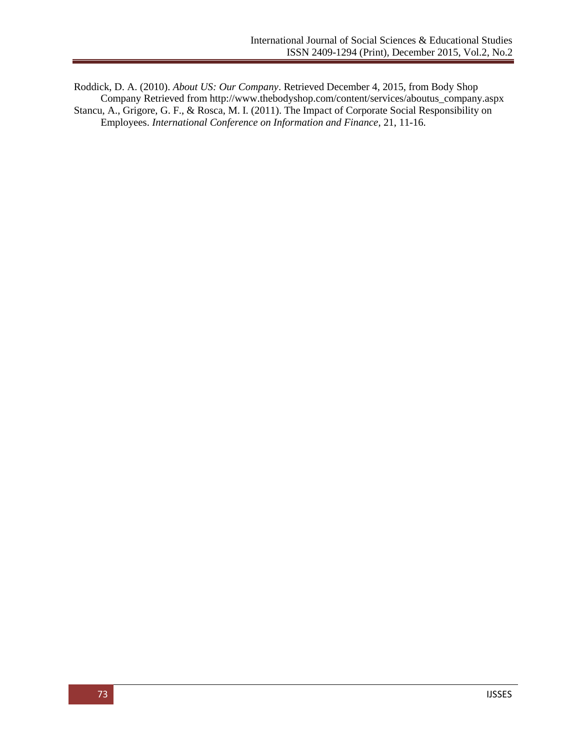Roddick, D. A. (2010). *About US: Our Company*. Retrieved December 4, 2015, from Body Shop Company Retrieved from http://www.thebodyshop.com/content/services/aboutus_company.aspx

Stancu, A., Grigore, G. F., & Rosca, M. I. (2011). The Impact of Corporate Social Responsibility on Employees. *International Conference on Information and Finance*, 21, 11-16.